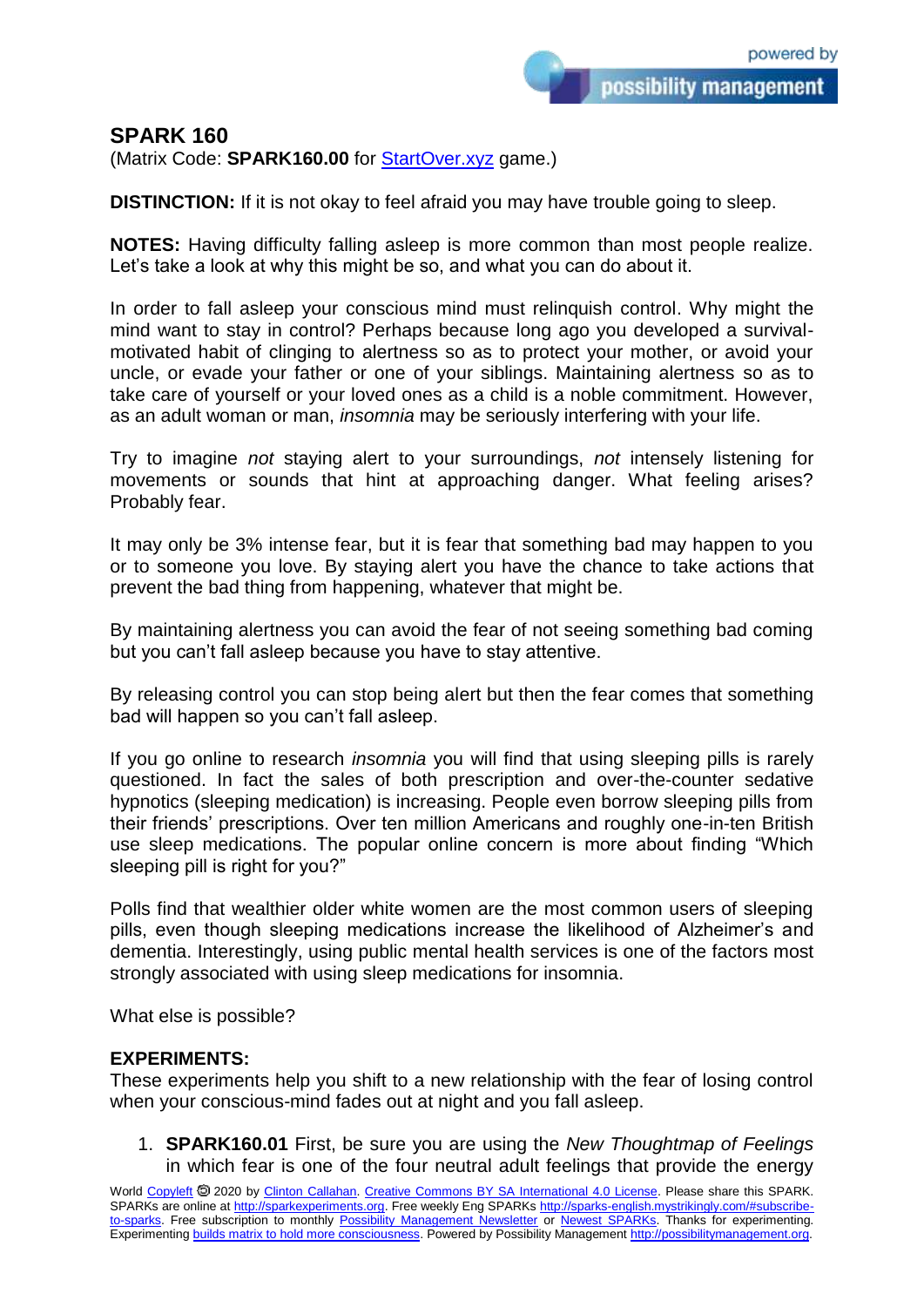## SPARK 160

(Matrix Code: **SPARK160.00** for [StartOver.xyz](StartOver.xyz) game.)

**DISTINCTION:** If it is not okay to feel afraid you may have trouble going to sleep.

**NOTES:** Having difficulty falling asleep is more common than most people realize. Let's take a look at why this might be so, and what you can do about it.

In order to fall asleep your conscious mind must relinquish control. Why might the mind want to stay in control? Perhaps because long ago you developed a survival-motivated habit of clinging to alertness so as to protect your mother, or avoid your uncle, or evade your father or one of your siblings. Maintaining alertness so as to take care of yourself or your loved ones as a child is a noble commitment. However, as an adult woman or man, *insomnia* may be seriously interfering with your life.

Try to imagine *not* staying alert to your surroundings, *not* intensely listening for movements or sounds that hint at approaching danger. What feeling arises? Probably fear.

It may only be 3% intense fear, but it is fear that something bad may happen to you or to someone you love. By staying alert you have the chance to take actions that prevent the bad thing from happening, whatever that might be.

By maintaining alertness you can avoid the fear of not seeing something bad coming but you can't fall asleep because you have to stay attentive.

By releasing control you can stop being alert but then the fear comes that something bad will happen so you can't fall asleep.

If you go online to research *insomnia* you will find that using sleeping pills is rarely questioned. In fact the sales of both prescription and over-the-counter sedative hypnotics (sleeping medication) is increasing. People even borrow sleeping pills from their friends' prescriptions. Over ten million Americans and roughly one-in-ten British use sleep medications. The popular online concern is more about finding "Which sleeping pill is right for you?"

Polls find that wealthier older white women are the most common users of sleeping pills, even though sleeping medications increase the likelihood of Alzheimer's and dementia. Interestingly, using public mental health services is one of the factors most strongly associated with using sleep medications for insomnia.

What else is possible?

**EXPERIMENTS:**
These experiments help you shift to a new relationship with the fear of losing control when your conscious-mind fades out at night and you fall asleep.

1. **SPARK160.01** First, be sure you are using the *New Thoughtmap of Feelings* in which fear is one of the four neutral adult feelings that provide the energy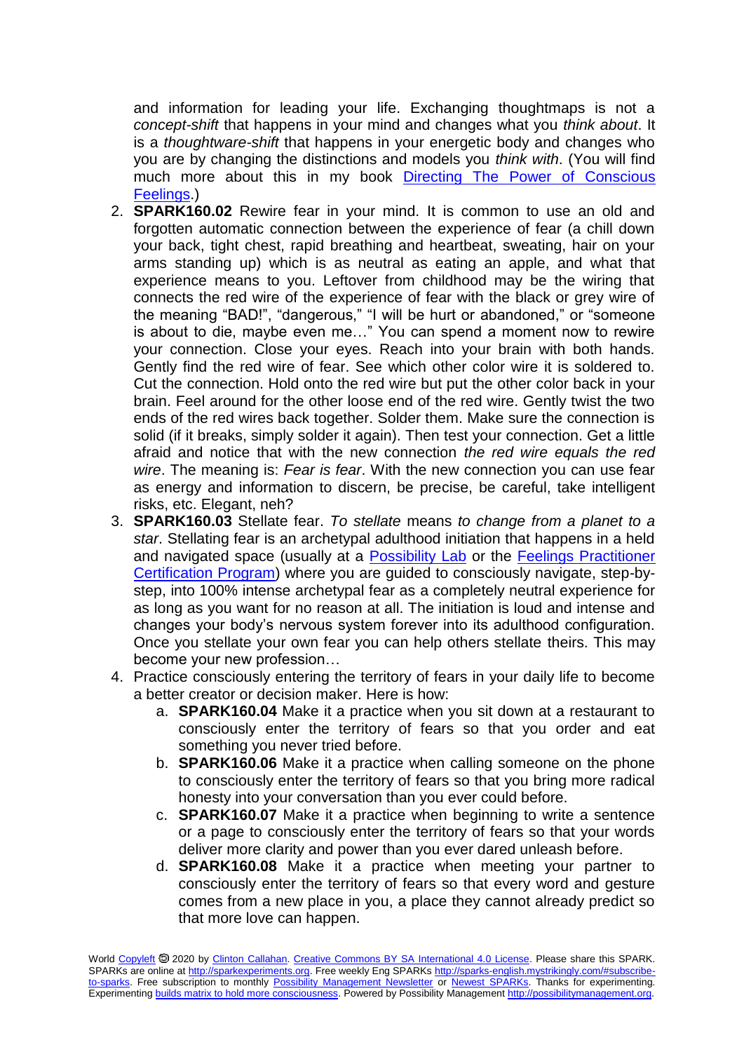and information for leading your life. Exchanging thoughtmaps is not a *concept-shift* that happens in your mind and changes what you *think about*. It is a *thoughtware-shift* that happens in your energetic body and changes who you are by changing the distinctions and models you *think with*. (You will find much more about this in my book [Directing The Power of Conscious Feelings](#).)

2. **SPARK160.02** Rewire fear in your mind. It is common to use an old and forgotten automatic connection between the experience of fear (a chill down your back, tight chest, rapid breathing and heartbeat, sweating, hair on your arms standing up) which is as neutral as eating an apple, and what that experience means to you. Leftover from childhood may be the wiring that connects the red wire of the experience of fear with the black or grey wire of the meaning "BAD!", "dangerous," "I will be hurt or abandoned," or "someone is about to die, maybe even me…" You can spend a moment now to rewire your connection. Close your eyes. Reach into your brain with both hands. Gently find the red wire of fear. See which other color wire it is soldered to. Cut the connection. Hold onto the red wire but put the other color back in your brain. Feel around for the other loose end of the red wire. Gently twist the two ends of the red wires back together. Solder them. Make sure the connection is solid (if it breaks, simply solder it again). Then test your connection. Get a little afraid and notice that with the new connection *the red wire equals the red wire*. The meaning is: *Fear is fear*. With the new connection you can use fear as energy and information to discern, be precise, be careful, take intelligent risks, etc. Elegant, neh?
3. **SPARK160.03** Stellate fear. *To stellate* means *to change from a planet to a star*. Stellating fear is an archetypal adulthood initiation that happens in a held and navigated space (usually at a [Possibility Lab](#) or the [Feelings Practitioner Certification Program](#)) where you are guided to consciously navigate, step-by-step, into 100% intense archetypal fear as a completely neutral experience for as long as you want for no reason at all. The initiation is loud and intense and changes your body's nervous system forever into its adulthood configuration. Once you stellate your own fear you can help others stellate theirs. This may become your new profession…
4. Practice consciously entering the territory of fears in your daily life to become a better creator or decision maker. Here is how:
   a. **SPARK160.04** Make it a practice when you sit down at a restaurant to consciously enter the territory of fears so that you order and eat something you never tried before.
   b. **SPARK160.06** Make it a practice when calling someone on the phone to consciously enter the territory of fears so that you bring more radical honesty into your conversation than you ever could before.
   c. **SPARK160.07** Make it a practice when beginning to write a sentence or a page to consciously enter the territory of fears so that your words deliver more clarity and power than you ever dared unleash before.
   d. **SPARK160.08** Make it a practice when meeting your partner to consciously enter the territory of fears so that every word and gesture comes from a new place in you, a place they cannot already predict so that more love can happen.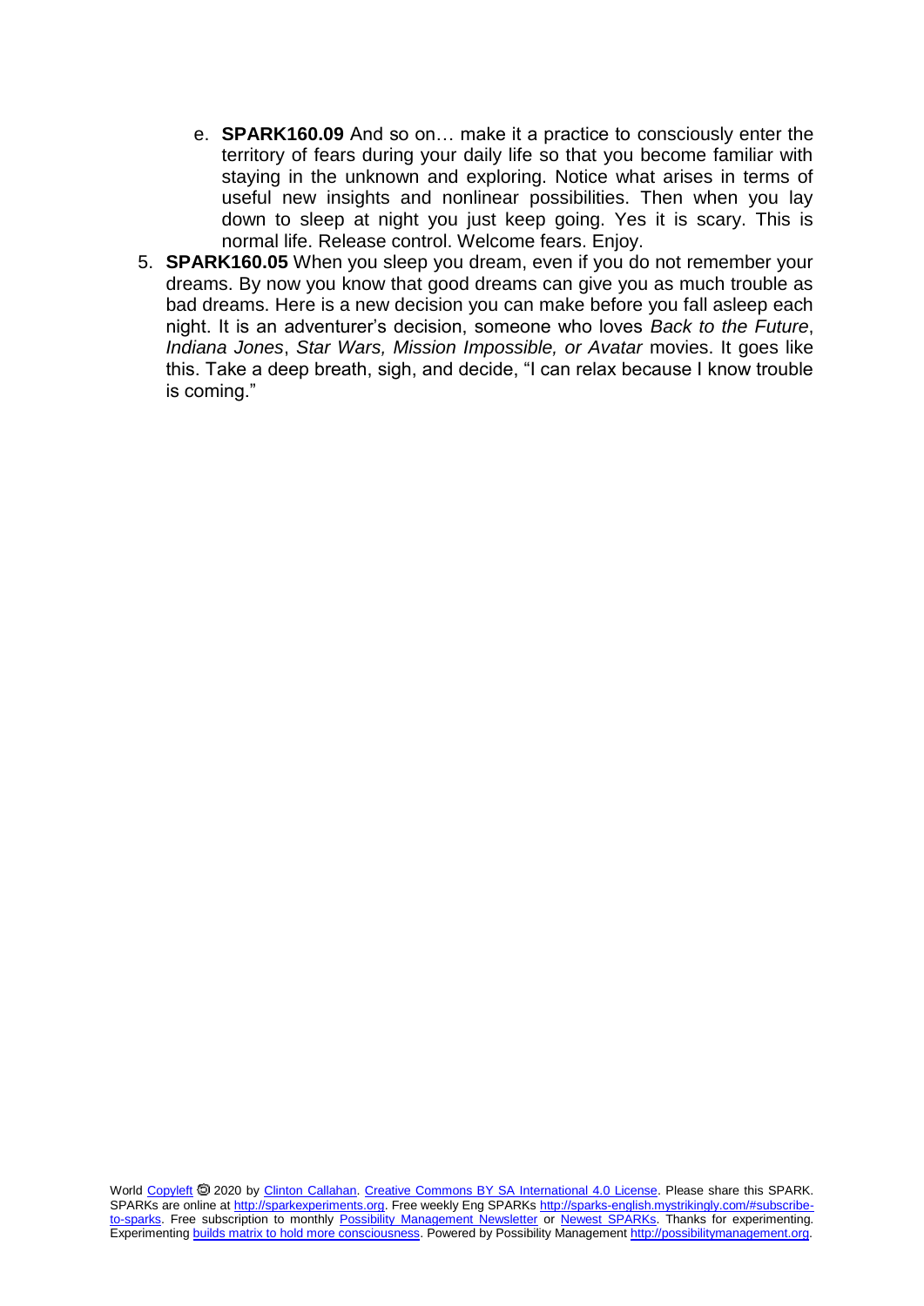e. **SPARK160.09** And so on… make it a practice to consciously enter the territory of fears during your daily life so that you become familiar with staying in the unknown and exploring. Notice what arises in terms of useful new insights and nonlinear possibilities. Then when you lay down to sleep at night you just keep going. Yes it is scary. This is normal life. Release control. Welcome fears. Enjoy.

5. **SPARK160.05** When you sleep you dream, even if you do not remember your dreams. By now you know that good dreams can give you as much trouble as bad dreams. Here is a new decision you can make before you fall asleep each night. It is an adventurer's decision, someone who loves *Back to the Future*, *Indiana Jones*, *Star Wars, Mission Impossible, or Avatar* movies. It goes like this. Take a deep breath, sigh, and decide, "I can relax because I know trouble is coming."